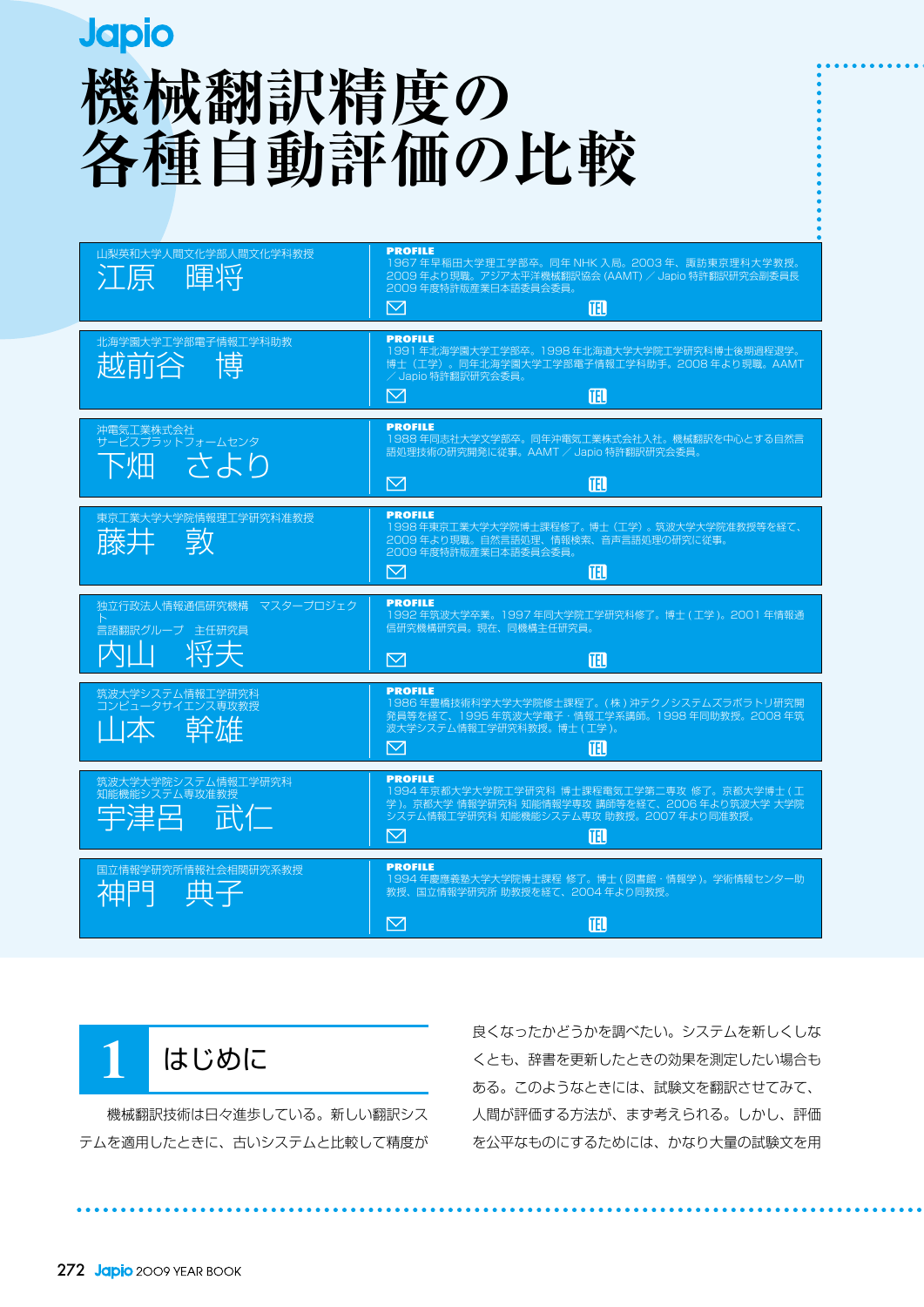Japio

# 機械翻訳精度の各種自動評価の比較

山梨英和大学人間文化学部人間文化学科教授
**江原　暉将**

PROFILE
1967年早稲田大学理工学部卒。同年NHK入局。2003年、諏訪東京理科大学教授。2009年より現職。アジア太平洋機械翻訳協会(AAMT)／Japio特許翻訳研究会副委員長
2009年度特許版産業日本語委員会委員。

北海学園大学工学部電子情報工学科助教
**越前谷　博**

PROFILE
1991年北海学園大学工学部卒。1998年北海道大学大学院工学研究科博士後期過程退学。博士（工学）。同年北海学園大学工学部電子情報工学科助手。2008年より現職。AAMT／Japio特許翻訳研究会委員。

沖電気工業株式会社
サービスプラットフォームセンタ
**下畑　さより**

PROFILE
1988年同志社大学文学部卒。同年沖電気工業株式会社入社。機械翻訳を中心とする自然言語処理技術の研究開発に従事。AAMT／Japio特許翻訳研究会委員。

東京工業大学大学院情報理工学研究科准教授
**藤井　敦**

PROFILE
1998年東京工業大学大学院博士課程修了。博士（工学）。筑波大学大学院准教授等を経て、2009年より現職。自然言語処理、情報検索、音声言語処理の研究に従事。
2009年度特許版産業日本語委員会委員。

独立行政法人情報通信研究機構　マスタープロジェクト
言語翻訳グループ　主任研究員
**内山　将夫**

PROFILE
1992年筑波大学卒業。1997年同大学院工学研究科修了。博士(工学)。2001年情報通信研究機構研究員。現在、同機構主任研究員。

筑波大学システム情報工学研究科
コンピュータサイエンス専攻教授
**山本　幹雄**

PROFILE
1986年豊橋技術科学大学大学院修士課程了。(株)沖テクノシステムズラボラトリ研究開発員等を経て、1995年筑波大学電子・情報工学系講師。1998年同助教授。2008年筑波大学システム情報工学研究科教授。博士(工学)。

筑波大学大学院システム情報工学研究科
知能機能システム専攻准教授
**宇津呂　武仁**

PROFILE
1994年京都大学大学院工学研究科 博士課程電気工学第二専攻 修了。京都大学博士(工学)。京都大学 情報学研究科 知能情報学専攻 講師等を経て、2006年より筑波大学 大学院システム情報工学研究科 知能機能システム専攻 助教授。2007年より同准教授。

国立情報学研究所情報社会相関研究系教授
**神門　典子**

PROFILE
1994年慶應義塾大学大学院博士課程 修了。博士(図書館・情報学)。学術情報センター助教授、国立情報学研究所 助教授を経て、2004年より同教授。

## 1　はじめに

機械翻訳技術は日々進歩している。新しい翻訳システムを適用したときに、古いシステムと比較して精度が良くなったかどうかを調べたい。システムを新しくしなくとも、辞書を更新したときの効果を測定したい場合もある。このようなときには、試験文を翻訳させてみて、人間が評価する方法が、まず考えられる。しかし、評価を公平なものにするためには、かなり大量の試験文を用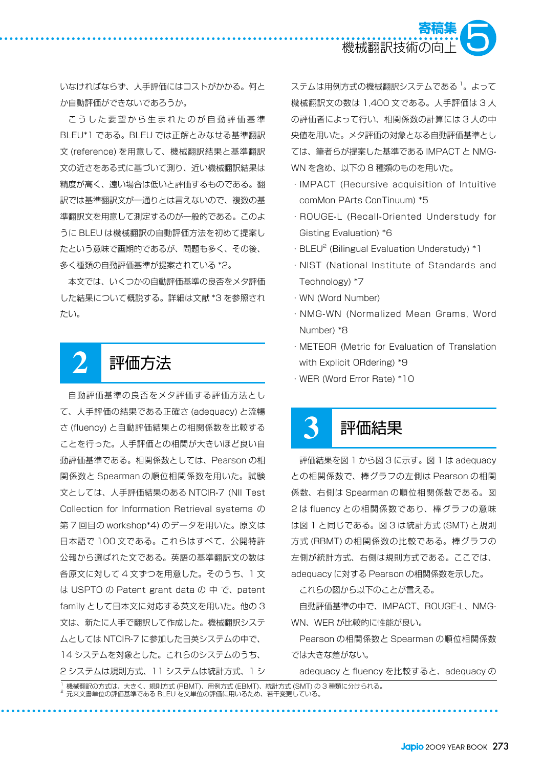いなければならず、人手評価にはコストがかかる。何とか自動評価ができないであろうか。

こうした要望から生まれたのが自動評価基準BLEU*1である。BLEUでは正解とみなせる基準翻訳文(reference)を用意して、機械翻訳結果と基準翻訳文の近さをある式に基づいて測り、近い機械翻訳結果は精度が高く、遠い場合は低いと評価するものである。翻訳では基準翻訳文が一通りとは言えないので、複数の基準翻訳文を用意して測定するのが一般的である。このようにBLEUは機械翻訳の自動評価方法を初めて提案したという意味で画期的であるが、問題も多く、その後、多く種類の自動評価基準が提案されている*2。

本文では、いくつかの自動評価基準の良否をメタ評価した結果について概説する。詳細は文献*3を参照されたい。

## 2 評価方法

自動評価基準の良否をメタ評価する評価方法として、人手評価の結果である正確さ(adequacy)と流暢さ(fluency)と自動評価結果との相関係数を比較することを行った。人手評価との相関が大きいほど良い自動評価基準である。相関係数としては、Pearsonの相関係数とSpearmanの順位相関係数を用いた。試験文としては、人手評価結果のあるNTCIR-7 (NII Test Collection for Information Retrieval systemsの第7回目のworkshop*4)のデータを用いた。原文は日本語で100文である。これらはすべて、公開特許公報から選ばれた文である。英語の基準翻訳文の数は各原文に対して4文ずつを用意した。そのうち、1文はUSPTOのPatent grant dataの中で、patent familyとして日本文に対応する英文を用いた。他の3文は、新たに人手で翻訳して作成した。機械翻訳システムとしてはNTCIR-7に参加した日英システムの中で、14システムを対象とした。これらのシステムのうち、2システムは規則方式、11システムは統計方式、1システムは用例方式の機械翻訳システムである[1]。よって機械翻訳文の数は1,400文である。人手評価は3人の評価者によって行い、相関係数の計算には3人の中央値を用いた。メタ評価の対象となる自動評価基準としては、筆者らが提案した基準であるIMPACTとNMG-WNを含め、以下の8種類のものを用いた。

- IMPACT (Recursive acquisition of Intuitive comMon PArts ConTinuum) *5
- ROUGE-L (Recall-Oriented Understudy for Gisting Evaluation) *6
- BLEU[2] (Bilingual Evaluation Understudy) *1
- NIST (National Institute of Standards and Technology) *7
- WN (Word Number)
- NMG-WN (Normalized Mean Grams, Word Number) *8
- METEOR (Metric for Evaluation of Translation with Explicit ORdering) *9
- WER (Word Error Rate) *10

## 3 評価結果

評価結果を図1から図3に示す。図1はadequacyとの相関係数で、棒グラフの左側はPearsonの相関係数、右側はSpearmanの順位相関係数である。図2はfluencyとの相関係数であり、棒グラフの意味は図1と同じである。図3は統計方式(SMT)と規則方式(RBMT)の相関係数の比較である。棒グラフの左側が統計方式、右側は規則方式である。ここでは、adequacyに対するPearsonの相関係数を示した。

これらの図から以下のことが言える。

自動評価基準の中で、IMPACT、ROUGE-L、NMG-WN、WERが比較的に性能が良い。

Pearsonの相関係数とSpearmanの順位相関係数では大きな差がない。

adequacyとfluencyを比較すると、adequacyの

---

[1] 機械翻訳の方式は、大きく、規則方式(RBMT)、用例方式(EBMT)、統計方式(SMT)の3種類に分けられる。
[2] 元来文書単位の評価基準であるBLEUを文単位の評価に用いるため、若干変更している。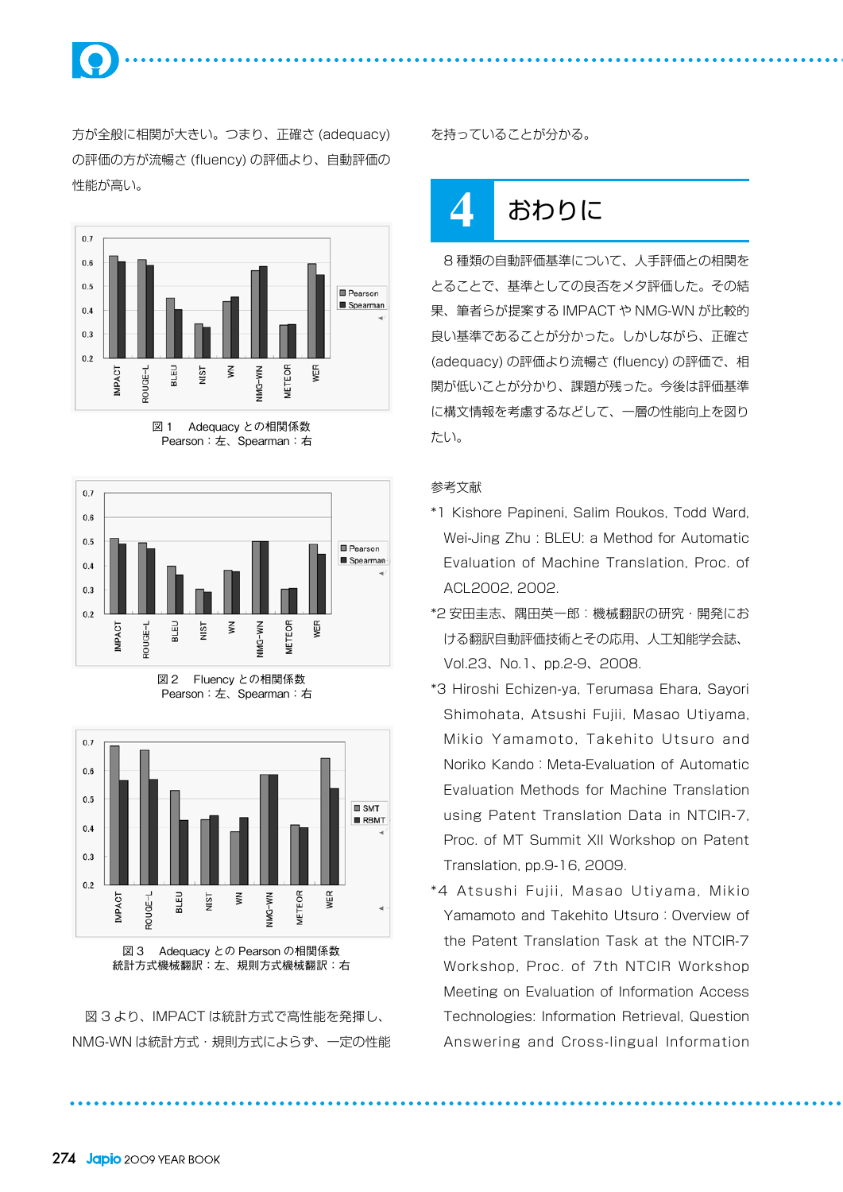方が全般に相関が大きい。つまり、正確さ (adequacy) の評価の方が流暢さ (fluency) の評価より、自動評価の性能が高い。

図１　Adequacy との相関係数
Pearson：左、Spearman：右

図２　Fluency との相関係数
Pearson：左、Spearman：右

図３　Adequacy との Pearson の相関係数
統計方式機械翻訳：左、規則方式機械翻訳：右

図３より、IMPACT は統計方式で高性能を発揮し、NMG-WN は統計方式・規則方式によらず、一定の性能を持っていることが分かる。

## 4　おわりに

８種類の自動評価基準について、人手評価との相関をとることで、基準としての良否をメタ評価した。その結果、筆者らが提案する IMPACT や NMG-WN が比較的良い基準であることが分かった。しかしながら、正確さ (adequacy) の評価より流暢さ (fluency) の評価で、相関が低いことが分かり、課題が残った。今後は評価基準に構文情報を考慮するなどして、一層の性能向上を図りたい。

参考文献

*1 Kishore Papineni, Salim Roukos, Todd Ward, Wei-Jing Zhu : BLEU: a Method for Automatic Evaluation of Machine Translation, Proc. of ACL2002, 2002.

*2 安田圭志、隅田英一郎：機械翻訳の研究・開発における翻訳自動評価技術とその応用、人工知能学会誌、Vol.23、No.1、pp.2-9、2008.

*3 Hiroshi Echizen-ya, Terumasa Ehara, Sayori Shimohata, Atsushi Fujii, Masao Utiyama, Mikio Yamamoto, Takehito Utsuro and Noriko Kando : Meta-Evaluation of Automatic Evaluation Methods for Machine Translation using Patent Translation Data in NTCIR-7, Proc. of MT Summit XII Workshop on Patent Translation, pp.9-16, 2009.

*4 Atsushi Fujii, Masao Utiyama, Mikio Yamamoto and Takehito Utsuro : Overview of the Patent Translation Task at the NTCIR-7 Workshop, Proc. of 7th NTCIR Workshop Meeting on Evaluation of Information Access Technologies: Information Retrieval, Question Answering and Cross-lingual Information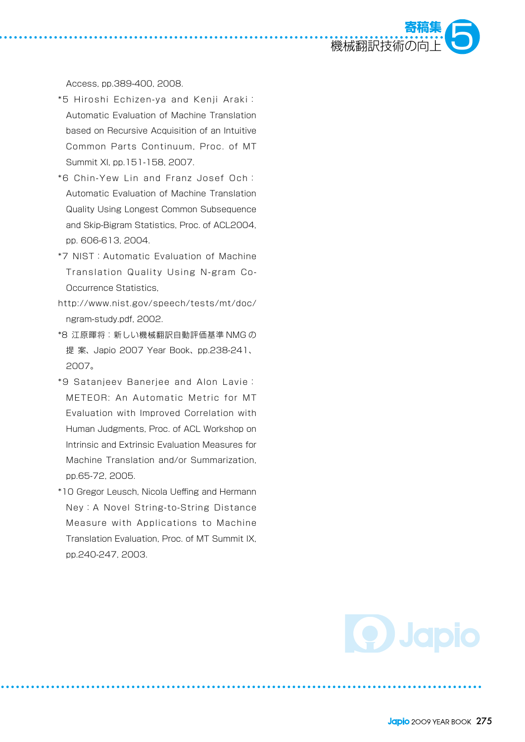Access, pp.389-400, 2008.

*5 Hiroshi Echizen-ya and Kenji Araki : Automatic Evaluation of Machine Translation based on Recursive Acquisition of an Intuitive Common Parts Continuum, Proc. of MT Summit XI, pp.151-158, 2007.

*6 Chin-Yew Lin and Franz Josef Och : Automatic Evaluation of Machine Translation Quality Using Longest Common Subsequence and Skip-Bigram Statistics, Proc. of ACL2004, pp. 606-613, 2004.

*7 NIST : Automatic Evaluation of Machine Translation Quality Using N-gram Co-Occurrence Statistics, http://www.nist.gov/speech/tests/mt/doc/ngram-study.pdf, 2002.

*8 江原暉将：新しい機械翻訳自動評価基準 NMG の提案、Japio 2007 Year Book、pp.238-241、2007。

*9 Satanjeev Banerjee and Alon Lavie : METEOR: An Automatic Metric for MT Evaluation with Improved Correlation with Human Judgments, Proc. of ACL Workshop on Intrinsic and Extrinsic Evaluation Measures for Machine Translation and/or Summarization, pp.65-72, 2005.

*10 Gregor Leusch, Nicola Ueffing and Hermann Ney : A Novel String-to-String Distance Measure with Applications to Machine Translation Evaluation, Proc. of MT Summit IX, pp.240-247, 2003.